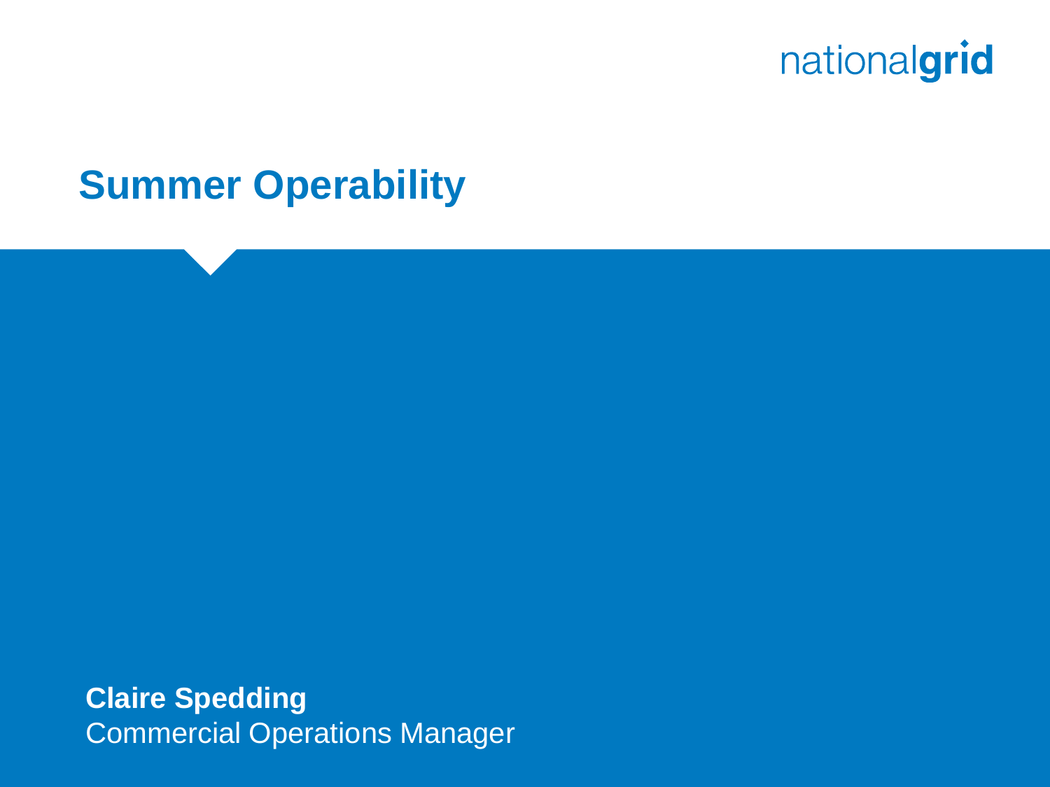nationalgrid

# Summer Operability

**Claire Spedding**
Commercial Operations Manager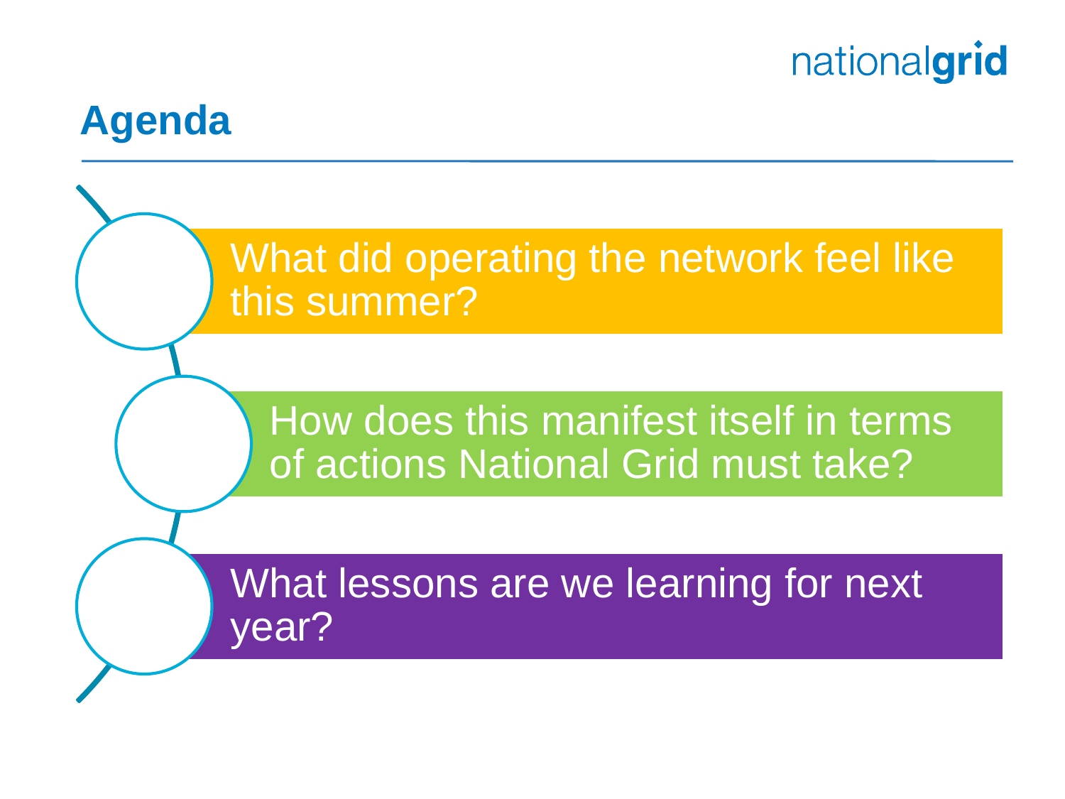# Agenda

- What did operating the network feel like this summer?
- How does this manifest itself in terms of actions National Grid must take?
- What lessons are we learning for next year?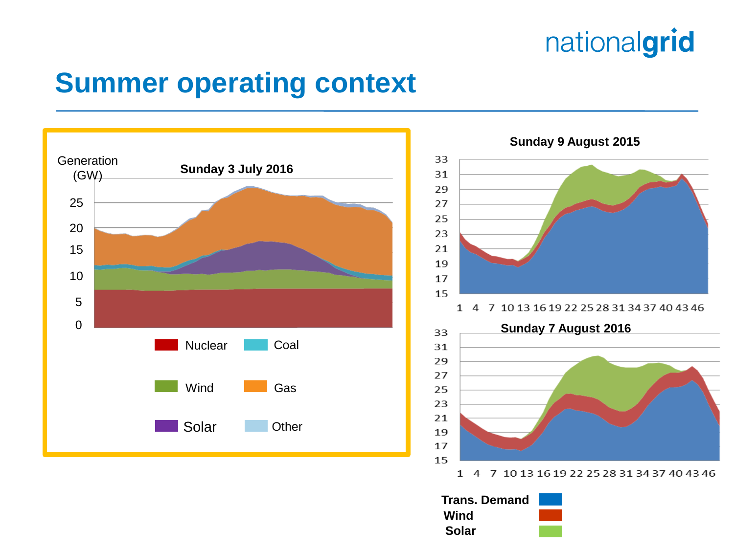# Summer operating context

**Sunday 3 July 2016**

Generation (GW)

0, 5, 10, 15, 20, 25

Nuclear | Coal | Wind | Gas | Solar | Other

**Sunday 9 August 2015**

**Sunday 7 August 2016**

**Trans. Demand**
**Wind**
**Solar**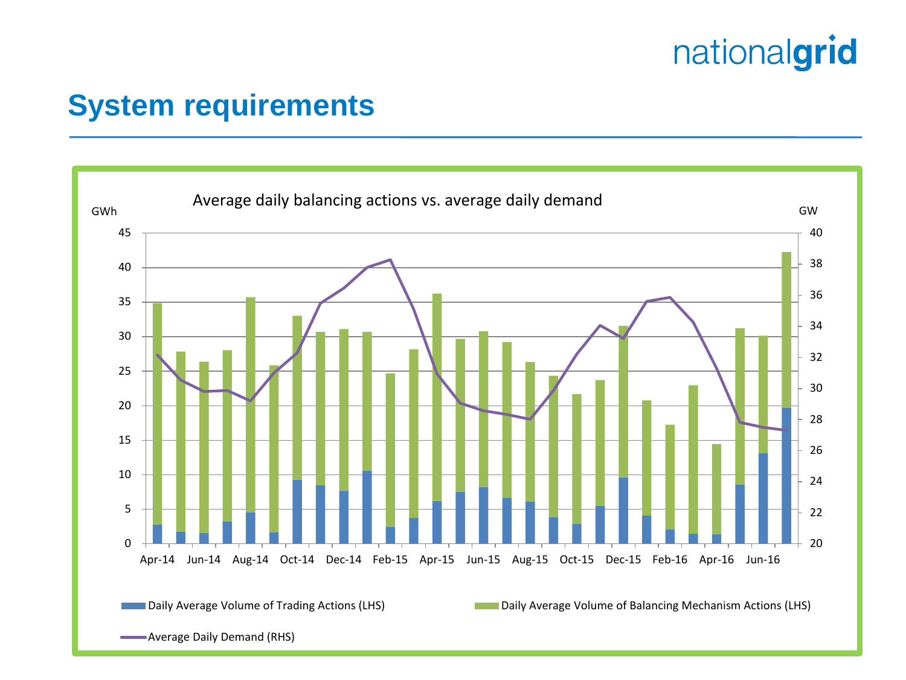# System requirements

Average daily balancing actions vs. average daily demand

GWh

GW

Daily Average Volume of Trading Actions (LHS)

Daily Average Volume of Balancing Mechanism Actions (LHS)

Average Daily Demand (RHS)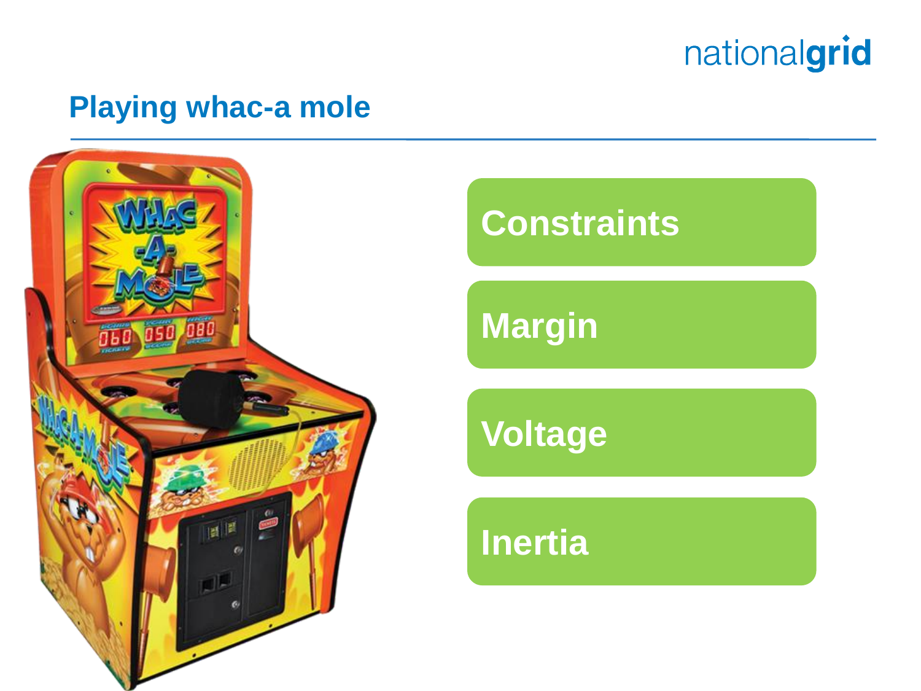## Playing whac-a mole

- Constraints
- Margin
- Voltage
- Inertia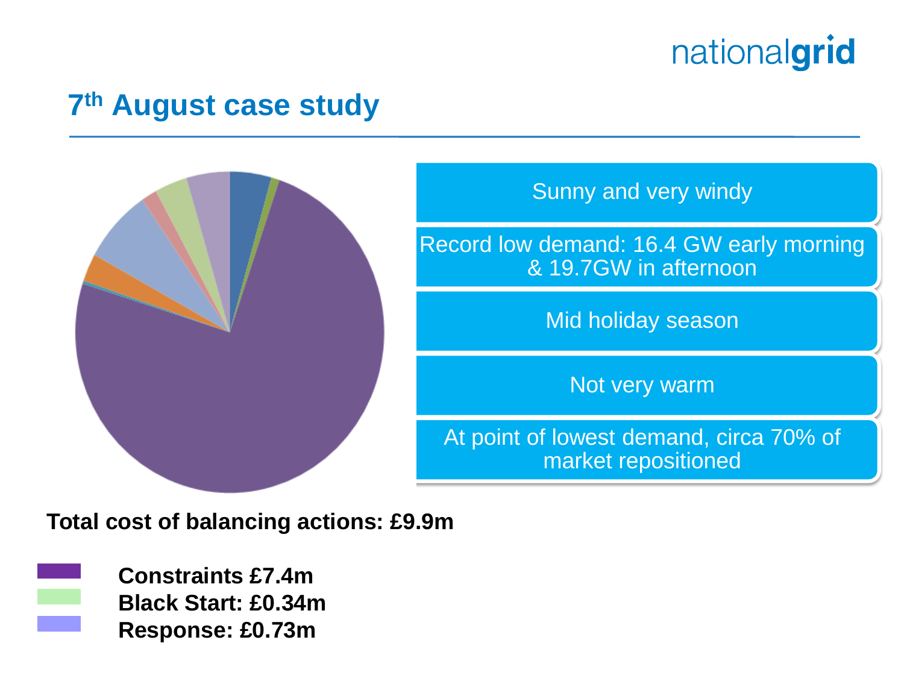## 7th August case study

- Sunny and very windy
- Record low demand: 16.4 GW early morning & 19.7GW in afternoon
- Mid holiday season
- Not very warm
- At point of lowest demand, circa 70% of market repositioned

**Total cost of balancing actions: £9.9m**

**Constraints £7.4m**
**Black Start: £0.34m**
**Response: £0.73m**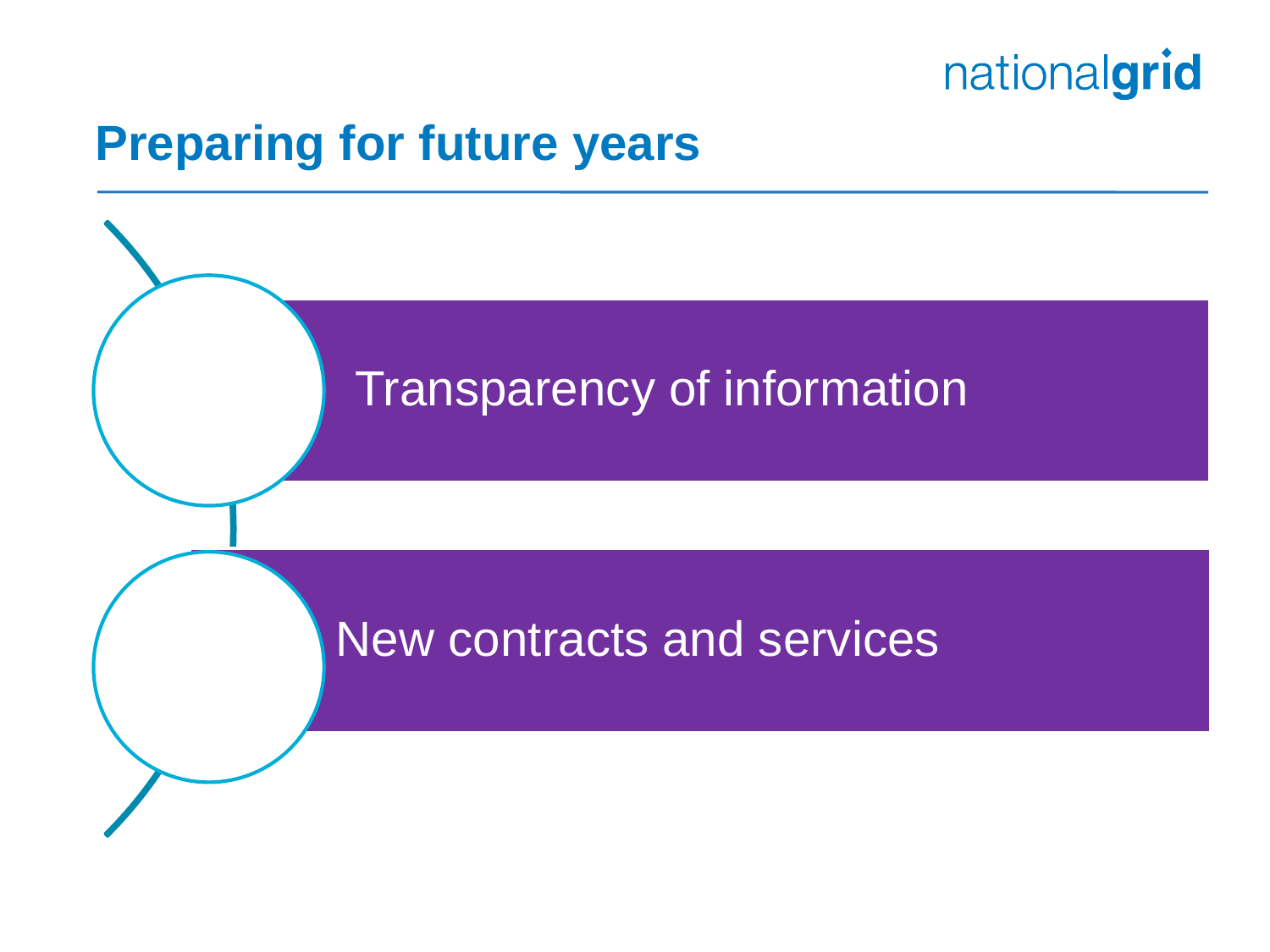# Preparing for future years

- Transparency of information
- New contracts and services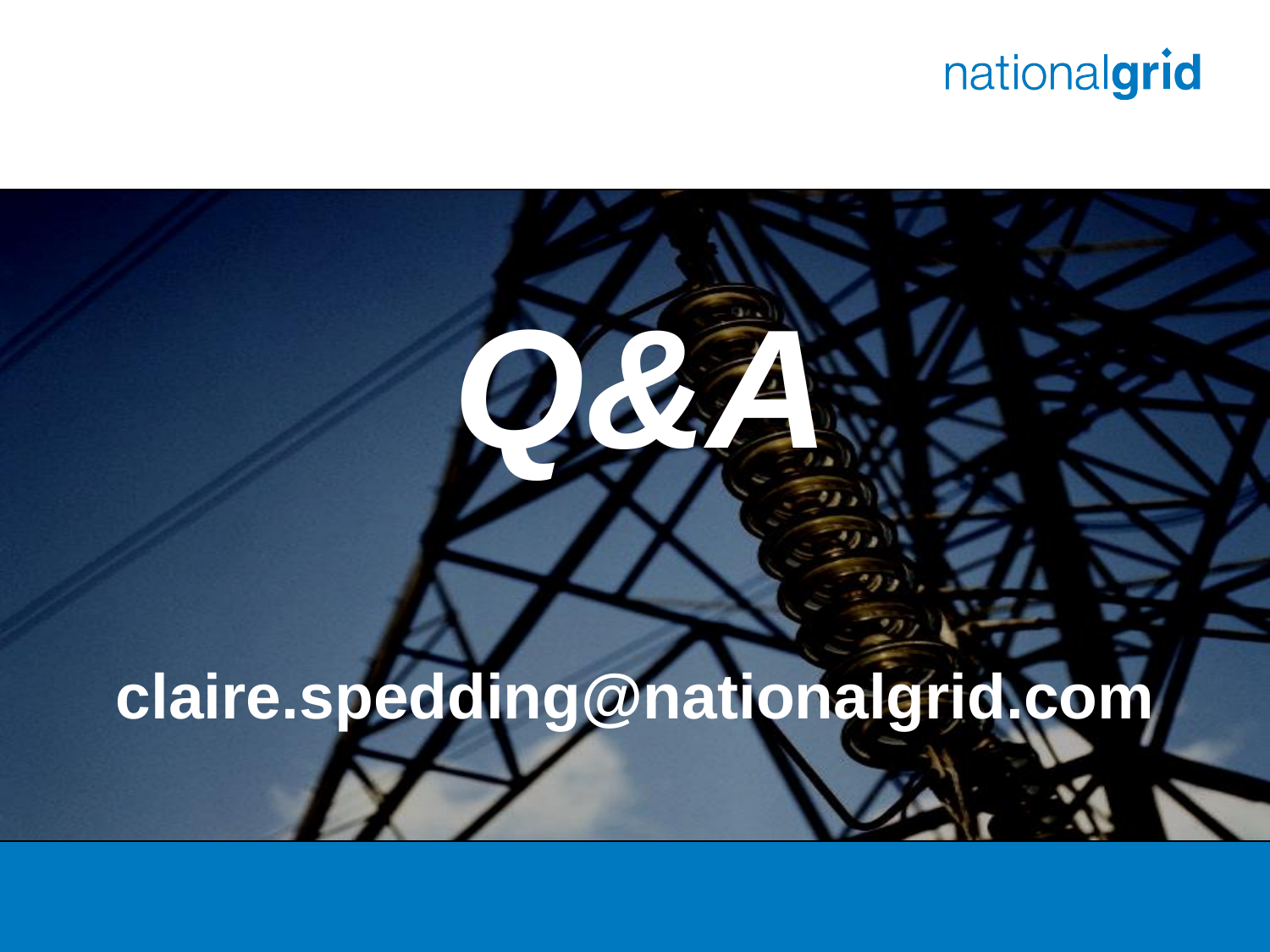# Q&A

**claire.spedding@nationalgrid.com**